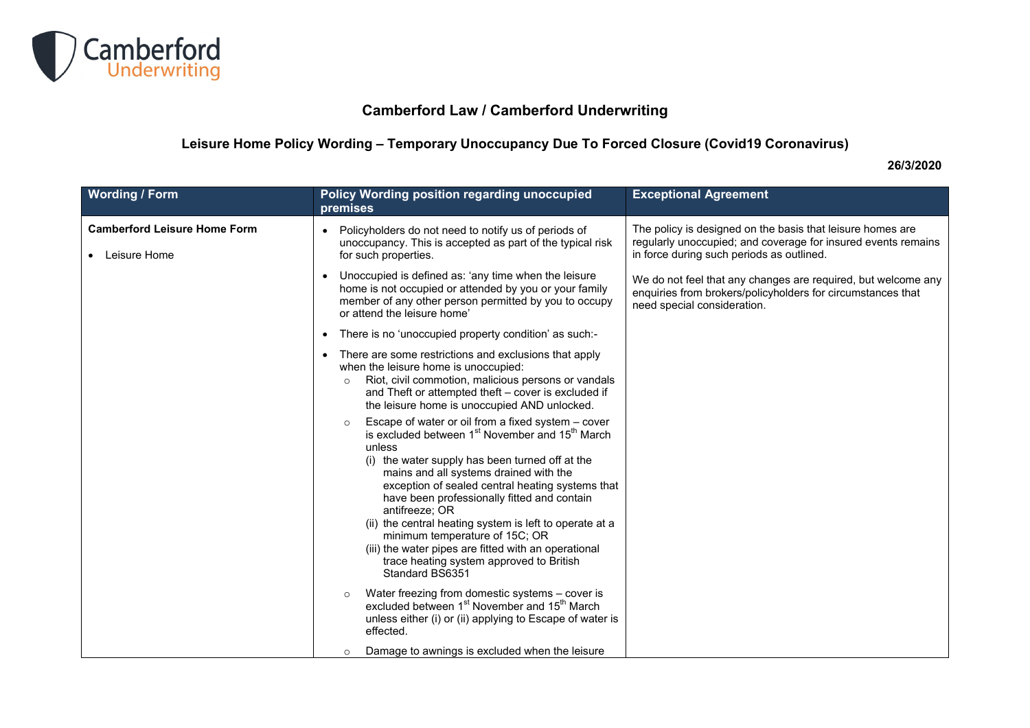Camberford Underwriting

## Camberford Law / Camberford Underwriting

### Leisure Home Policy Wording – Temporary Unoccupancy Due To Forced Closure (Covid19 Coronavirus)

**26/3/2020**

| Wording / Form | Policy Wording position regarding unoccupied premises | Exceptional Agreement |
|---|---|---|
| **Camberford Leisure Home Form**<br><br>• Leisure Home | • Policyholders do not need to notify us of periods of unoccupancy. This is accepted as part of the typical risk for such properties.<br><br>• Unoccupied is defined as: 'any time when the leisure home is not occupied or attended by you or your family member of any other person permitted by you to occupy or attend the leisure home'<br><br>• There is no 'unoccupied property condition' as such:-<br><br>• There are some restrictions and exclusions that apply when the leisure home is unoccupied:<br>&nbsp;&nbsp;○ Riot, civil commotion, malicious persons or vandals and Theft or attempted theft – cover is excluded if the leisure home is unoccupied AND unlocked.<br>&nbsp;&nbsp;○ Escape of water or oil from a fixed system – cover is excluded between 1st November and 15th March unless<br>&nbsp;&nbsp;&nbsp;&nbsp;(i) the water supply has been turned off at the mains and all systems drained with the exception of sealed central heating systems that have been professionally fitted and contain antifreeze; OR<br>&nbsp;&nbsp;&nbsp;&nbsp;(ii) the central heating system is left to operate at a minimum temperature of 15C; OR<br>&nbsp;&nbsp;&nbsp;&nbsp;(iii) the water pipes are fitted with an operational trace heating system approved to British Standard BS6351<br>&nbsp;&nbsp;○ Water freezing from domestic systems – cover is excluded between 1st November and 15th March unless either (i) or (ii) applying to Escape of water is effected.<br>&nbsp;&nbsp;○ Damage to awnings is excluded when the leisure | The policy is designed on the basis that leisure homes are regularly unoccupied; and coverage for insured events remains in force during such periods as outlined.<br><br>We do not feel that any changes are required, but welcome any enquiries from brokers/policyholders for circumstances that need special consideration. |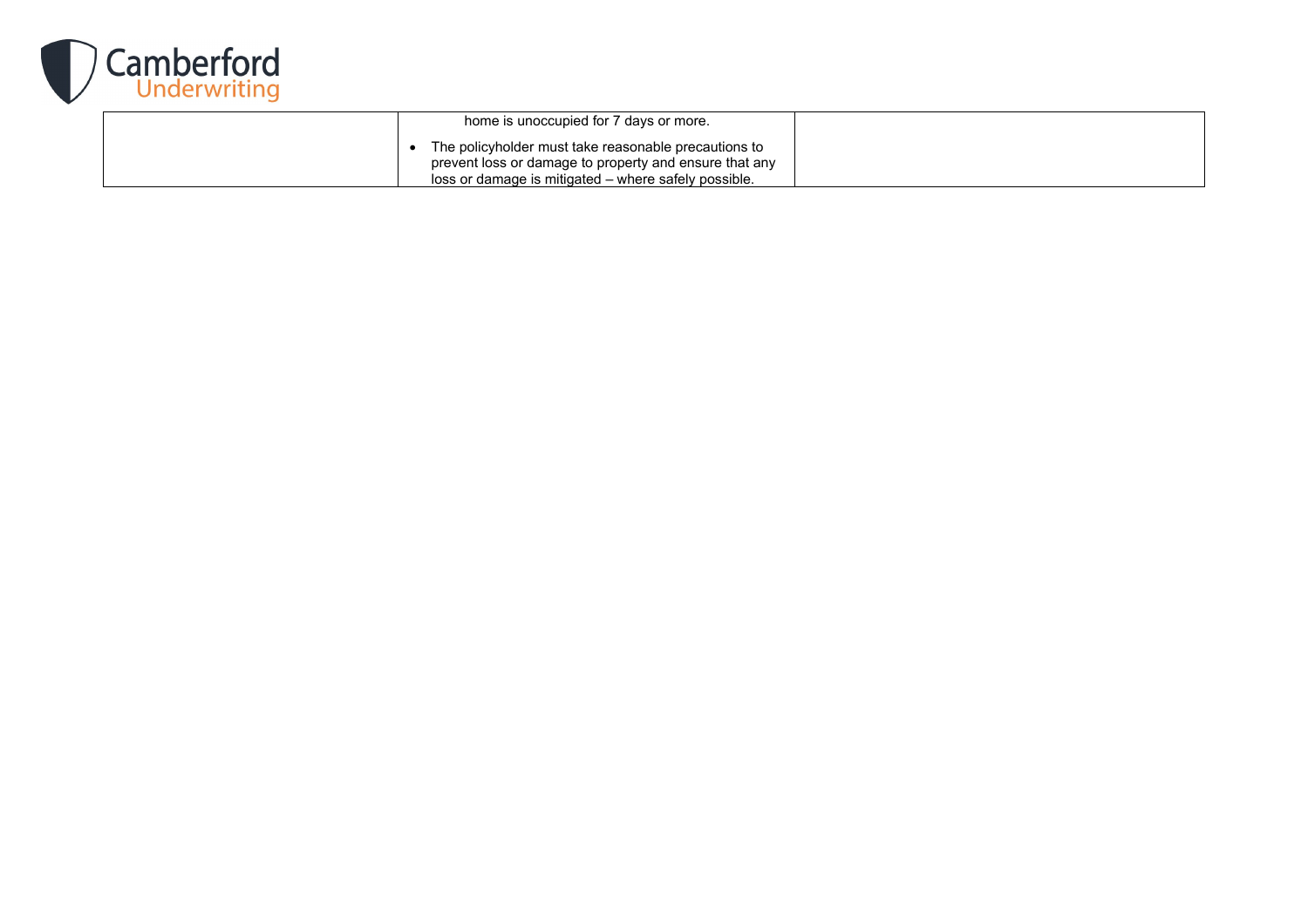| | | |
|---|---|---|
| | home is unoccupied for 7 days or more.<br>• The policyholder must take reasonable precautions to prevent loss or damage to property and ensure that any loss or damage is mitigated – where safely possible. | |